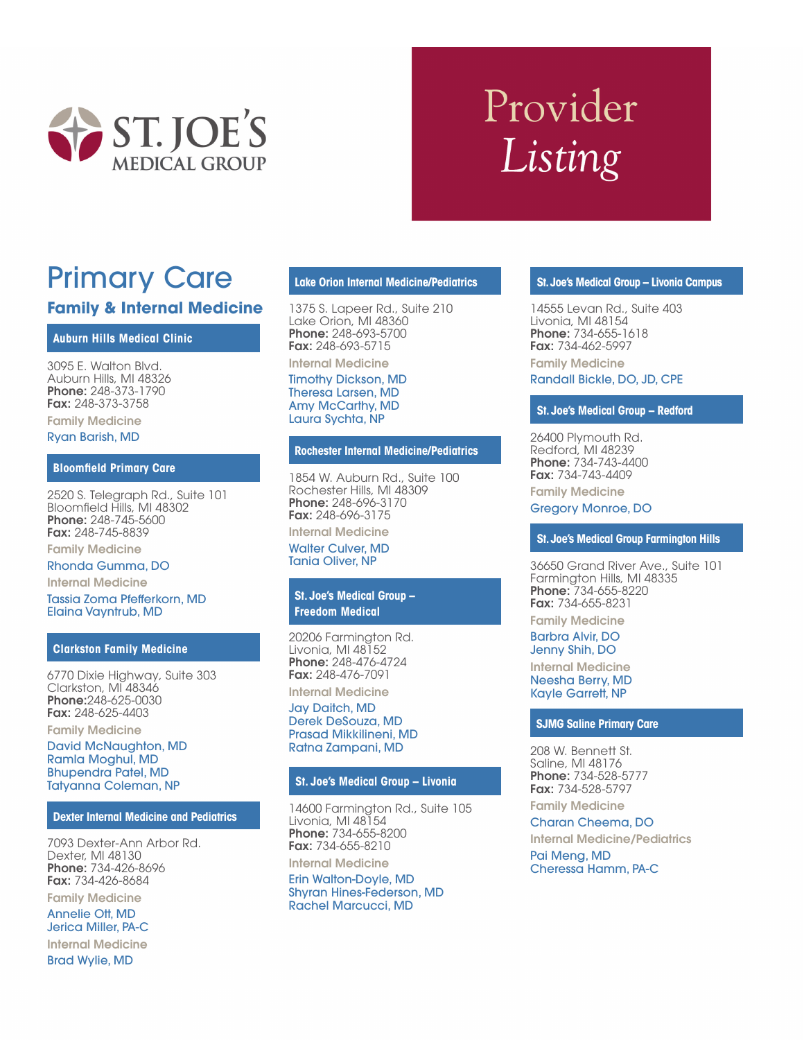ST. JOE'S MEDICAL GROUP

# Provider *Listing*

## Primary Care

### Family & Internal Medicine

#### Auburn Hills Medical Clinic

3095 E. Walton Blvd.
Auburn Hills, MI 48326
**Phone:** 248-373-1790
**Fax:** 248-373-3758

Family Medicine

Ryan Barish, MD

#### Bloomfield Primary Care

2520 S. Telegraph Rd., Suite 101
Bloomfield Hills, MI 48302
**Phone:** 248-745-5600
**Fax:** 248-745-8839

Family Medicine

Rhonda Gumma, DO

Internal Medicine

Tassia Zoma Pfefferkorn, MD
Elaina Vayntrub, MD

#### Clarkston Family Medicine

6770 Dixie Highway, Suite 303
Clarkston, MI 48346
**Phone:**248-625-0030
**Fax:** 248-625-4403

Family Medicine

David McNaughton, MD
Ramla Moghul, MD
Bhupendra Patel, MD
Tatyanna Coleman, NP

#### Dexter Internal Medicine and Pediatrics

7093 Dexter-Ann Arbor Rd.
Dexter, MI 48130
**Phone:** 734-426-8696
**Fax:** 734-426-8684

Family Medicine

Annelie Ott, MD
Jerica Miller, PA-C

Internal Medicine

Brad Wylie, MD

#### Lake Orion Internal Medicine/Pediatrics

1375 S. Lapeer Rd., Suite 210
Lake Orion, MI 48360
**Phone:** 248-693-5700
**Fax:** 248-693-5715

Internal Medicine

Timothy Dickson, MD
Theresa Larsen, MD
Amy McCarthy, MD
Laura Sychta, NP

#### Rochester Internal Medicine/Pediatrics

1854 W. Auburn Rd., Suite 100
Rochester Hills, MI 48309
**Phone:** 248-696-3170
**Fax:** 248-696-3175

Internal Medicine

Walter Culver, MD
Tania Oliver, NP

#### St. Joe's Medical Group – Freedom Medical

20206 Farmington Rd.
Livonia, MI 48152
**Phone:** 248-476-4724
**Fax:** 248-476-7091

Internal Medicine

Jay Daitch, MD
Derek DeSouza, MD
Prasad Mikkilineni, MD
Ratna Zampani, MD

#### St. Joe's Medical Group – Livonia

14600 Farmington Rd., Suite 105
Livonia, MI 48154
**Phone:** 734-655-8200
**Fax:** 734-655-8210

Internal Medicine

Erin Walton-Doyle, MD
Shyran Hines-Federson, MD
Rachel Marcucci, MD

#### St. Joe's Medical Group – Livonia Campus

14555 Levan Rd., Suite 403
Livonia, MI 48154
**Phone:** 734-655-1618
**Fax:** 734-462-5997

Family Medicine

Randall Bickle, DO, JD, CPE

#### St. Joe's Medical Group – Redford

26400 Plymouth Rd.
Redford, MI 48239
**Phone:** 734-743-4400
**Fax:** 734-743-4409

Family Medicine

Gregory Monroe, DO

#### St. Joe's Medical Group Farmington Hills

36650 Grand River Ave., Suite 101
Farmington Hills, MI 48335
**Phone:** 734-655-8220
**Fax:** 734-655-8231

Family Medicine

Barbra Alvir, DO
Jenny Shih, DO

Internal Medicine

Neesha Berry, MD
Kayle Garrett, NP

#### SJMG Saline Primary Care

208 W. Bennett St.
Saline, MI 48176
**Phone:** 734-528-5777
**Fax:** 734-528-5797

Family Medicine

Charan Cheema, DO

Internal Medicine/Pediatrics

Pai Meng, MD
Cheressa Hamm, PA-C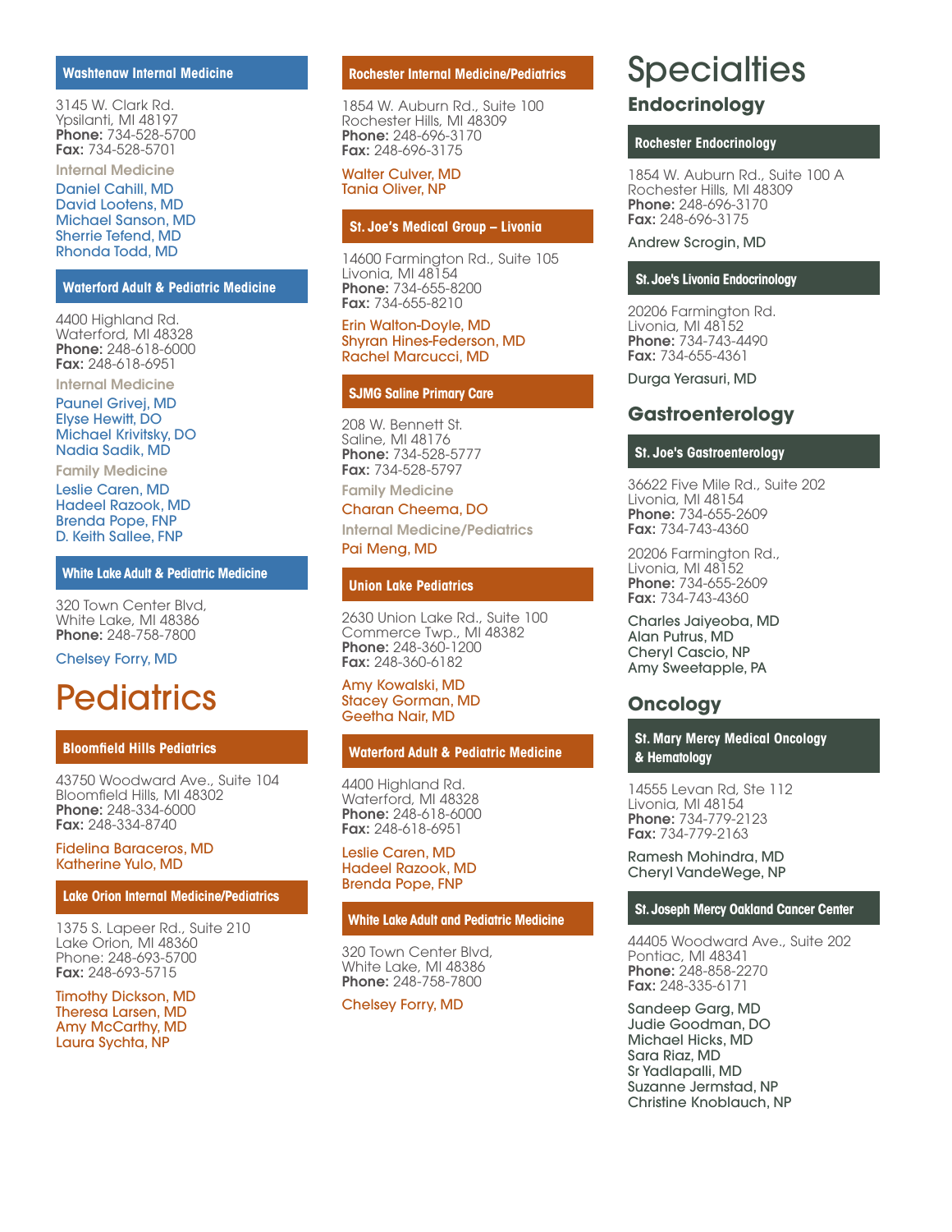### Washtenaw Internal Medicine

3145 W. Clark Rd.
Ypsilanti, MI 48197
**Phone:** 734-528-5700
**Fax:** 734-528-5701

Internal Medicine

Daniel Cahill, MD
David Lootens, MD
Michael Sanson, MD
Sherrie Tefend, MD
Rhonda Todd, MD

### Waterford Adult & Pediatric Medicine

4400 Highland Rd.
Waterford, MI 48328
**Phone:** 248-618-6000
**Fax:** 248-618-6951

Internal Medicine

Paunel Grivej, MD
Elyse Hewitt, DO
Michael Krivitsky, DO
Nadia Sadik, MD

Family Medicine

Leslie Caren, MD
Hadeel Razook, MD
Brenda Pope, FNP
D. Keith Sallee, FNP

### White Lake Adult & Pediatric Medicine

320 Town Center Blvd,
White Lake, MI 48386
**Phone:** 248-758-7800

Chelsey Forry, MD

# Pediatrics

### Bloomfield Hills Pediatrics

43750 Woodward Ave., Suite 104
Bloomfield Hills, MI 48302
**Phone:** 248-334-6000
**Fax:** 248-334-8740

Fidelina Baraceros, MD
Katherine Yulo, MD

### Lake Orion Internal Medicine/Pediatrics

1375 S. Lapeer Rd., Suite 210
Lake Orion, MI 48360
Phone: 248-693-5700
**Fax:** 248-693-5715

Timothy Dickson, MD
Theresa Larsen, MD
Amy McCarthy, MD
Laura Sychta, NP

### Rochester Internal Medicine/Pediatrics

1854 W. Auburn Rd., Suite 100
Rochester Hills, MI 48309
**Phone:** 248-696-3170
**Fax:** 248-696-3175

Walter Culver, MD
Tania Oliver, NP

### St. Joe's Medical Group – Livonia

14600 Farmington Rd., Suite 105
Livonia, MI 48154
**Phone:** 734-655-8200
**Fax:** 734-655-8210

Erin Walton-Doyle, MD
Shyran Hines-Federson, MD
Rachel Marcucci, MD

### SJMG Saline Primary Care

208 W. Bennett St.
Saline, MI 48176
**Phone:** 734-528-5777
**Fax:** 734-528-5797

Family Medicine

Charan Cheema, DO

Internal Medicine/Pediatrics

Pai Meng, MD

### Union Lake Pediatrics

2630 Union Lake Rd., Suite 100
Commerce Twp., MI 48382
**Phone:** 248-360-1200
**Fax:** 248-360-6182

Amy Kowalski, MD
Stacey Gorman, MD
Geetha Nair, MD

### Waterford Adult & Pediatric Medicine

4400 Highland Rd.
Waterford, MI 48328
**Phone:** 248-618-6000
**Fax:** 248-618-6951

Leslie Caren, MD
Hadeel Razook, MD
Brenda Pope, FNP

### White Lake Adult and Pediatric Medicine

320 Town Center Blvd,
White Lake, MI 48386
**Phone:** 248-758-7800

Chelsey Forry, MD

# Specialties

## Endocrinology

### Rochester Endocrinology

1854 W. Auburn Rd., Suite 100 A
Rochester Hills, MI 48309
**Phone:** 248-696-3170
**Fax:** 248-696-3175

Andrew Scrogin, MD

### St. Joe's Livonia Endocrinology

20206 Farmington Rd.
Livonia, MI 48152
**Phone:** 734-743-4490
**Fax:** 734-655-4361

Durga Yerasuri, MD

## Gastroenterology

### St. Joe's Gastroenterology

36622 Five Mile Rd., Suite 202
Livonia, MI 48154
**Phone:** 734-655-2609
**Fax:** 734-743-4360

20206 Farmington Rd.,
Livonia, MI 48152
**Phone:** 734-655-2609
**Fax:** 734-743-4360

Charles Jaiyeoba, MD
Alan Putrus, MD
Cheryl Cascio, NP
Amy Sweetapple, PA

## Oncology

### St. Mary Mercy Medical Oncology & Hematology

14555 Levan Rd, Ste 112
Livonia, MI 48154
**Phone:** 734-779-2123
**Fax:** 734-779-2163

Ramesh Mohindra, MD
Cheryl VandeWege, NP

### St. Joseph Mercy Oakland Cancer Center

44405 Woodward Ave., Suite 202
Pontiac, MI 48341
**Phone:** 248-858-2270
**Fax:** 248-335-6171

Sandeep Garg, MD
Judie Goodman, DO
Michael Hicks, MD
Sara Riaz, MD
Sr Yadlapalli, MD
Suzanne Jermstad, NP
Christine Knoblauch, NP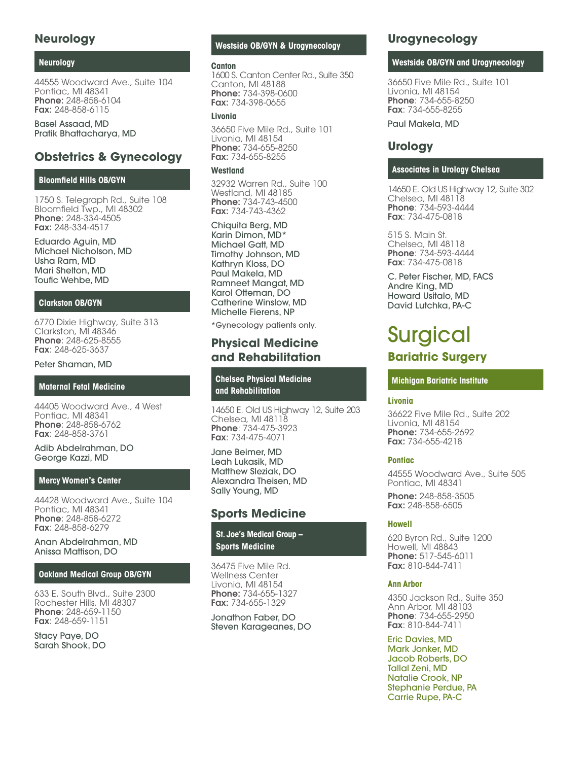## Neurology

### Neurology

44555 Woodward Ave., Suite 104
Pontiac, MI 48341
**Phone:** 248-858-6104
**Fax:** 248-858-6115

Basel Assaad, MD
Pratik Bhattacharya, MD

## Obstetrics & Gynecology

### Bloomfield Hills OB/GYN

1750 S. Telegraph Rd., Suite 108
Bloomfield Twp., MI 48302
**Phone**: 248-334-4505
**Fax:** 248-334-4517

Eduardo Aguin, MD
Michael Nicholson, MD
Usha Ram, MD
Mari Shelton, MD
Toufic Wehbe, MD

### Clarkston OB/GYN

6770 Dixie Highway, Suite 313
Clarkston, MI 48346
**Phone**: 248-625-8555
**Fax**: 248-625-3637

Peter Shaman, MD

### Maternal Fetal Medicine

44405 Woodward Ave., 4 West
Pontiac, MI 48341
**Phone**: 248-858-6762
**Fax**: 248-858-3761

Adib Abdelrahman, DO
George Kazzi, MD

### Mercy Women's Center

44428 Woodward Ave., Suite 104
Pontiac, MI 48341
**Phone**: 248-858-6272
**Fax**: 248-858-6279

Anan Abdelrahman, MD
Anissa Mattison, DO

### Oakland Medical Group OB/GYN

633 E. South Blvd., Suite 2300
Rochester Hills, MI 48307
**Phone**: 248-659-1150
**Fax**: 248-659-1151

Stacy Paye, DO
Sarah Shook, DO

### Westside OB/GYN & Urogynecology

**Canton**
1600 S. Canton Center Rd., Suite 350
Canton, MI 48188
**Phone:** 734-398-0600
**Fax:** 734-398-0655

**Livonia**

36650 Five Mile Rd., Suite 101
Livonia, MI 48154
**Phone:** 734-655-8250
**Fax:** 734-655-8255

**Westland**

32932 Warren Rd., Suite 100
Westland, MI 48185
**Phone:** 734-743-4500
**Fax:** 734-743-4362

Chiquita Berg, MD
Karin Dimon, MD*
Michael Gatt, MD
Timothy Johnson, MD
Kathryn Kloss, DO
Paul Makela, MD
Ramneet Mangat, MD
Karol Otteman, DO
Catherine Winslow, MD
Michelle Fierens, NP

*Gynecology patients only.

## Physical Medicine and Rehabilitation

### Chelsea Physical Medicine and Rehabilitation

14650 E. Old US Highway 12, Suite 203
Chelsea, MI 48118
**Phone**: 734-475-3923
**Fax**: 734-475-4071

Jane Beimer, MD
Leah Lukasik, MD
Matthew Sleziak, DO
Alexandra Theisen, MD
Sally Young, MD

## Sports Medicine

### St. Joe's Medical Group – Sports Medicine

36475 Five Mile Rd.
Wellness Center
Livonia, MI 48154
**Phone:** 734-655-1327
**Fax:** 734-655-1329

Jonathon Faber, DO
Steven Karageanes, DO

## Urogynecology

### Westside OB/GYN and Urogynecology

36650 Five Mile Rd., Suite 101
Livonia, MI 48154
**Phone**: 734-655-8250
**Fax**: 734-655-8255

Paul Makela, MD

## Urology

### Associates in Urology Chelsea

14650 E. Old US Highway 12, Suite 302
Chelsea, MI 48118
**Phone**: 734-593-4444
**Fax**: 734-475-0818

515 S. Main St.
Chelsea, MI 48118
**Phone**: 734-593-4444
**Fax**: 734-475-0818

C. Peter Fischer, MD, FACS
Andre King, MD
Howard Usitalo, MD
David Lutchka, PA-C

# Surgical

## Bariatric Surgery

### Michigan Bariatric Institute

**Livonia**

36622 Five Mile Rd., Suite 202
Livonia, MI 48154
**Phone:** 734-655-2692
**Fax:** 734-655-4218

**Pontiac**

44555 Woodward Ave., Suite 505
Pontiac, MI 48341
**Phone:** 248-858-3505
**Fax:** 248-858-6505

**Howell**

620 Byron Rd., Suite 1200
Howell, MI 48843
**Phone:** 517-545-6011
**Fax:** 810-844-7411

**Ann Arbor**

4350 Jackson Rd., Suite 350
Ann Arbor, MI 48103
**Phone**: 734-655-2950
**Fax**: 810-844-7411

Eric Davies, MD
Mark Jonker, MD
Jacob Roberts, DO
Tallal Zeni, MD
Natalie Crook, NP
Stephanie Perdue, PA
Carrie Rupe, PA-C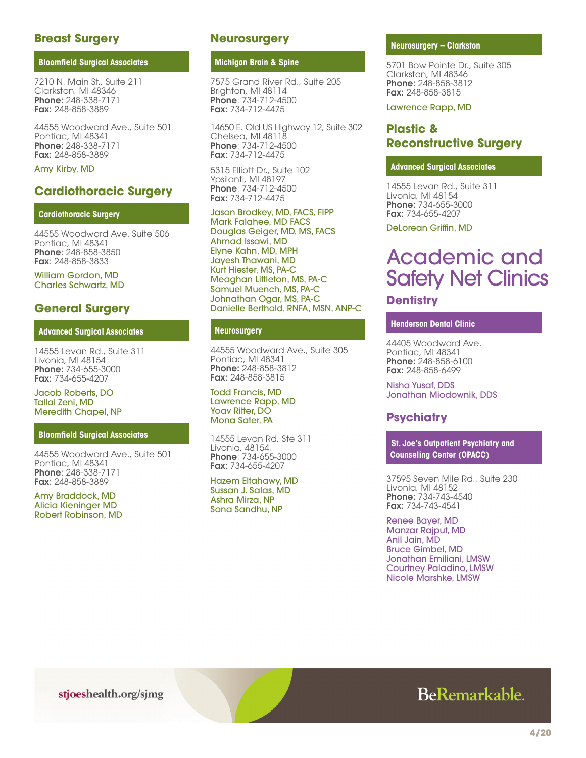## Breast Surgery

### Bloomfield Surgical Associates

7210 N. Main St., Suite 211
Clarkston, MI 48346
**Phone:** 248-338-7171
**Fax:** 248-858-3889

44555 Woodward Ave., Suite 501
Pontiac, MI 48341
**Phone:** 248-338-7171
**Fax:** 248-858-3889

Amy Kirby, MD

## Cardiothoracic Surgery

### Cardiothoracic Surgery

44555 Woodward Ave. Suite 506
Pontiac, MI 48341
**Phone**: 248-858-3850
**Fax**: 248-858-3833

William Gordon, MD
Charles Schwartz, MD

## General Surgery

### Advanced Surgical Associates

14555 Levan Rd., Suite 311
Livonia, MI 48154
**Phone:** 734-655-3000
**Fax:** 734-655-4207

Jacob Roberts, DO
Tallal Zeni, MD
Meredith Chapel, NP

### Bloomfield Surgical Associates

44555 Woodward Ave., Suite 501
Pontiac, MI 48341
**Phone**: 248-338-7171
**Fax**: 248-858-3889

Amy Braddock, MD
Alicia Kieninger MD
Robert Robinson, MD

## Neurosurgery

### Michigan Brain & Spine

7575 Grand River Rd., Suite 205
Brighton, MI 48114
**Phone**: 734-712-4500
**Fax**: 734-712-4475

14650 E. Old US Highway 12, Suite 302
Chelsea, MI 48118
**Phone**: 734-712-4500
**Fax**: 734-712-4475

5315 Elliott Dr., Suite 102
Ypsilanti, MI 48197
**Phone**: 734-712-4500
**Fax**: 734-712-4475

Jason Brodkey, MD, FACS, FIPP
Mark Falahee, MD FACS
Douglas Geiger, MD, MS, FACS
Ahmad Issawi, MD
Elyne Kahn, MD, MPH
Jayesh Thawani, MD
Kurt Hiester, MS, PA-C
Meaghan Littleton, MS, PA-C
Samuel Muench, MS, PA-C
Johnathan Ogar, MS, PA-C
Danielle Berthold, RNFA, MSN, ANP-C

### Neurosurgery

44555 Woodward Ave., Suite 305
Pontiac, MI 48341
**Phone:** 248-858-3812
**Fax:** 248-858-3815

Todd Francis, MD
Lawrence Rapp, MD
Yoav Ritter, DO
Mona Sater, PA

14555 Levan Rd, Ste 311
Livonia, 48154,
**Phone**: 734-655-3000
**Fax**: 734-655-4207

Hazem Eltahawy, MD
Sussan J. Salas, MD
Ashra Mirza, NP
Sona Sandhu, NP

### Neurosurgery – Clarkston

5701 Bow Pointe Dr., Suite 305
Clarkston, MI 48346
**Phone:** 248-858-3812
**Fax:** 248-858-3815

Lawrence Rapp, MD

## Plastic & Reconstructive Surgery

### Advanced Surgical Associates

14555 Levan Rd., Suite 311
Livonia, MI 48154
**Phone:** 734-655-3000
**Fax:** 734-655-4207

DeLorean Griffin, MD

# Academic and Safety Net Clinics

## Dentistry

### Henderson Dental Clinic

44405 Woodward Ave.
Pontiac, MI 48341
**Phone:** 248-858-6100
**Fax:** 248-858-6499

Nisha Yusaf, DDS
Jonathan Miodownik, DDS

## Psychiatry

### St. Joe's Outpatient Psychiatry and Counseling Center (OPACC)

37595 Seven Mile Rd., Suite 230
Livonia, MI 48152
**Phone:** 734-743-4540
**Fax:** 734-743-4541

Renee Bayer, MD
Manzar Rajput, MD
Anil Jain, MD
Bruce Gimbel, MD
Jonathan Emiliani, LMSW
Courtney Paladino, LMSW
Nicole Marshke, LMSW

stjoeshealth.org/sjmg

BeRemarkable.